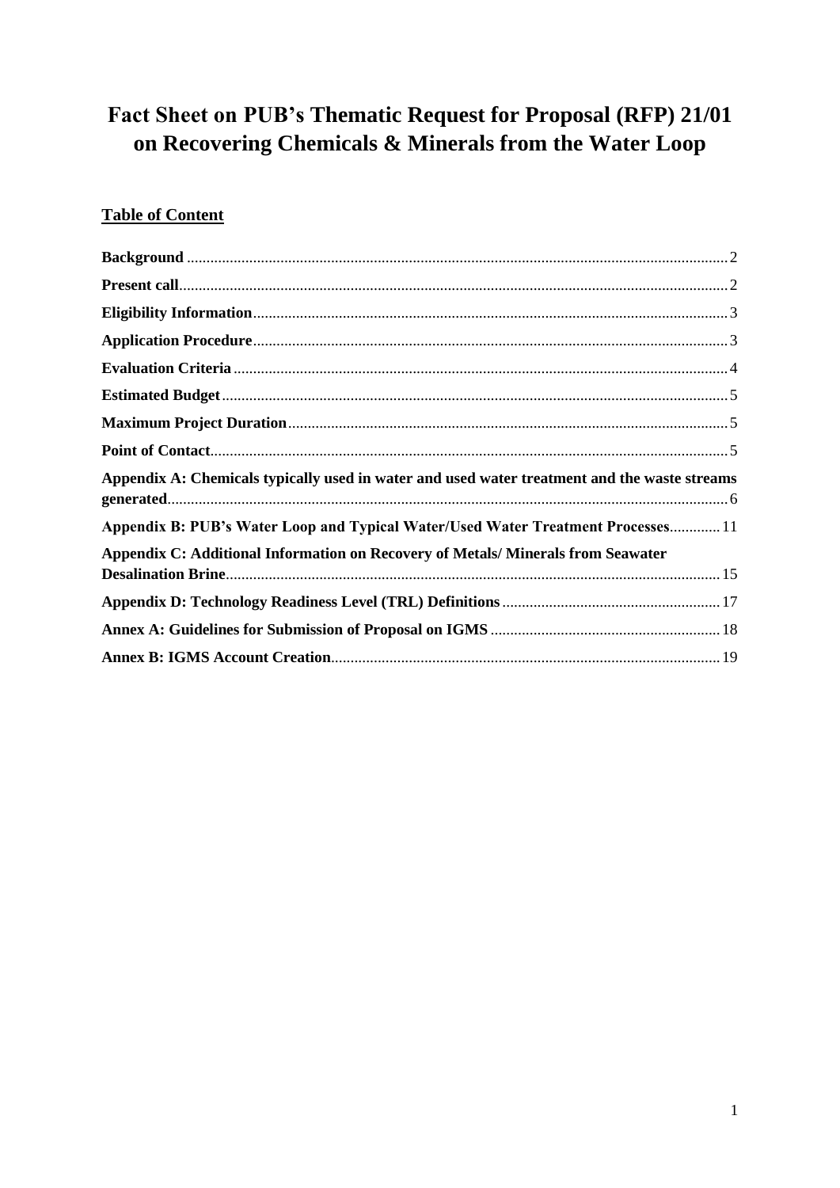# Fact Sheet on PUB's Thematic Request for Proposal (RFP) 21/01 on Recovering Chemicals & Minerals from the Water Loop

## Table of Content

**Background** .......... 2

**Present call** .......... 2

**Eligibility Information** .......... 3

**Application Procedure** .......... 3

**Evaluation Criteria** .......... 4

**Estimated Budget** .......... 5

**Maximum Project Duration** .......... 5

**Point of Contact** .......... 5

**Appendix A: Chemicals typically used in water and used water treatment and the waste streams generated** .......... 6

**Appendix B: PUB's Water Loop and Typical Water/Used Water Treatment Processes** .......... 11

**Appendix C: Additional Information on Recovery of Metals/ Minerals from Seawater Desalination Brine** .......... 15

**Appendix D: Technology Readiness Level (TRL) Definitions** .......... 17

**Annex A: Guidelines for Submission of Proposal on IGMS** .......... 18

**Annex B: IGMS Account Creation** .......... 19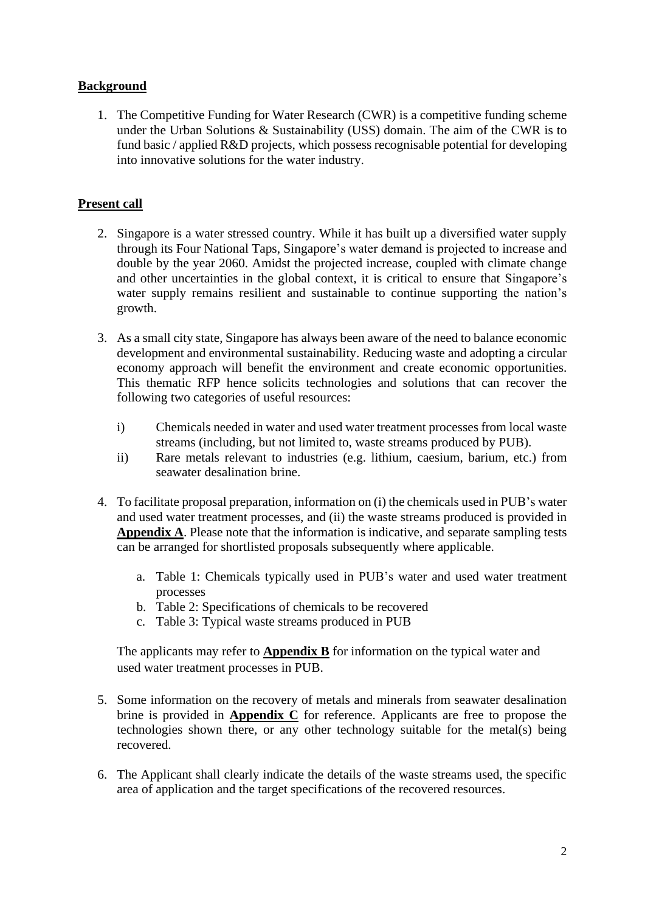**Background**

1. The Competitive Funding for Water Research (CWR) is a competitive funding scheme under the Urban Solutions & Sustainability (USS) domain. The aim of the CWR is to fund basic / applied R&D projects, which possess recognisable potential for developing into innovative solutions for the water industry.

**Present call**

2. Singapore is a water stressed country. While it has built up a diversified water supply through its Four National Taps, Singapore's water demand is projected to increase and double by the year 2060. Amidst the projected increase, coupled with climate change and other uncertainties in the global context, it is critical to ensure that Singapore's water supply remains resilient and sustainable to continue supporting the nation's growth.

3. As a small city state, Singapore has always been aware of the need to balance economic development and environmental sustainability. Reducing waste and adopting a circular economy approach will benefit the environment and create economic opportunities. This thematic RFP hence solicits technologies and solutions that can recover the following two categories of useful resources:

   i) Chemicals needed in water and used water treatment processes from local waste streams (including, but not limited to, waste streams produced by PUB).
   
   ii) Rare metals relevant to industries (e.g. lithium, caesium, barium, etc.) from seawater desalination brine.

4. To facilitate proposal preparation, information on (i) the chemicals used in PUB's water and used water treatment processes, and (ii) the waste streams produced is provided in **Appendix A**. Please note that the information is indicative, and separate sampling tests can be arranged for shortlisted proposals subsequently where applicable.

   a. Table 1: Chemicals typically used in PUB's water and used water treatment processes
   
   b. Table 2: Specifications of chemicals to be recovered
   
   c. Table 3: Typical waste streams produced in PUB

   The applicants may refer to **Appendix B** for information on the typical water and used water treatment processes in PUB.

5. Some information on the recovery of metals and minerals from seawater desalination brine is provided in **Appendix C** for reference. Applicants are free to propose the technologies shown there, or any other technology suitable for the metal(s) being recovered.

6. The Applicant shall clearly indicate the details of the waste streams used, the specific area of application and the target specifications of the recovered resources.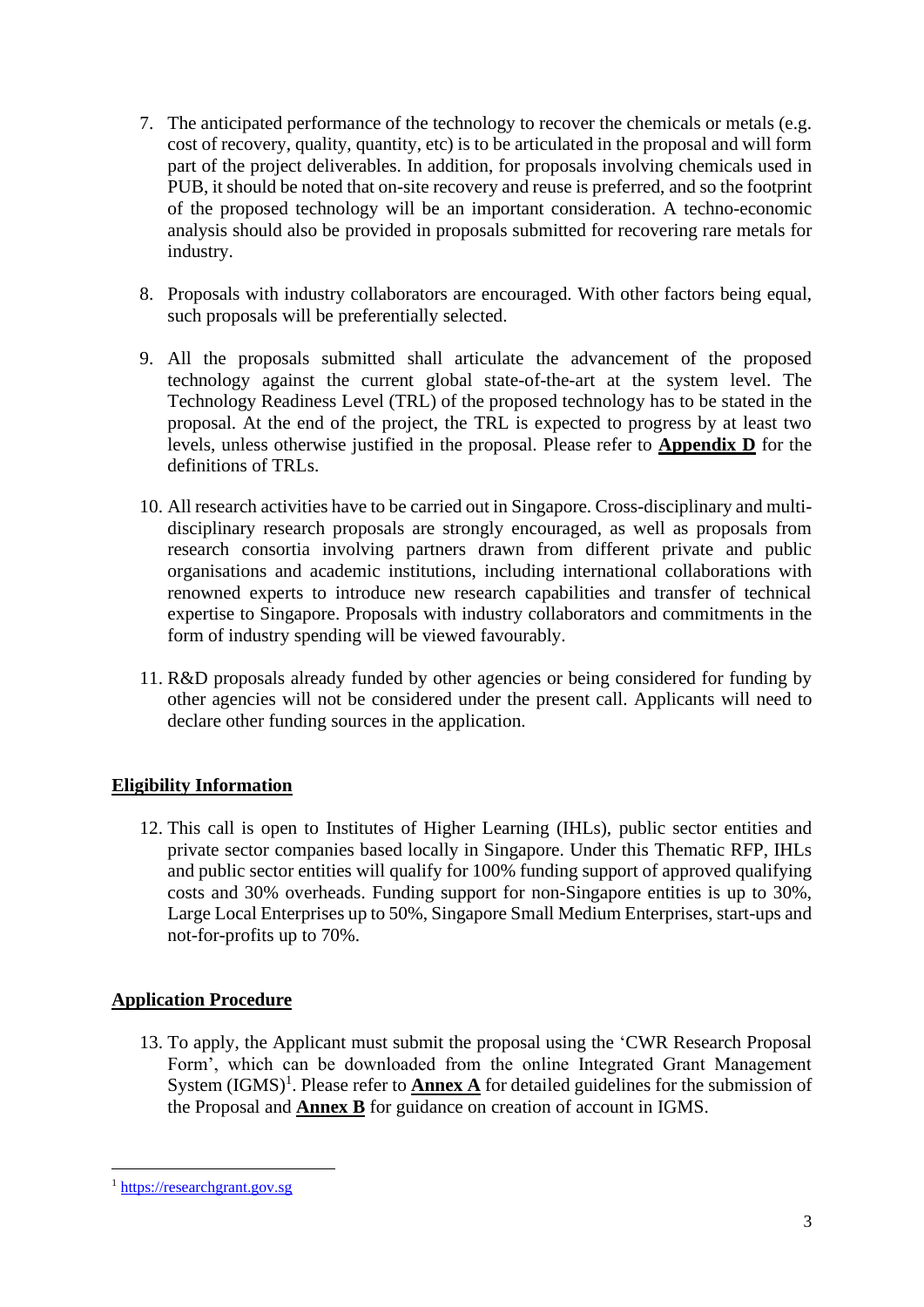7. The anticipated performance of the technology to recover the chemicals or metals (e.g. cost of recovery, quality, quantity, etc) is to be articulated in the proposal and will form part of the project deliverables. In addition, for proposals involving chemicals used in PUB, it should be noted that on-site recovery and reuse is preferred, and so the footprint of the proposed technology will be an important consideration. A techno-economic analysis should also be provided in proposals submitted for recovering rare metals for industry.

8. Proposals with industry collaborators are encouraged. With other factors being equal, such proposals will be preferentially selected.

9. All the proposals submitted shall articulate the advancement of the proposed technology against the current global state-of-the-art at the system level. The Technology Readiness Level (TRL) of the proposed technology has to be stated in the proposal. At the end of the project, the TRL is expected to progress by at least two levels, unless otherwise justified in the proposal. Please refer to **Appendix D** for the definitions of TRLs.

10. All research activities have to be carried out in Singapore. Cross-disciplinary and multi-disciplinary research proposals are strongly encouraged, as well as proposals from research consortia involving partners drawn from different private and public organisations and academic institutions, including international collaborations with renowned experts to introduce new research capabilities and transfer of technical expertise to Singapore. Proposals with industry collaborators and commitments in the form of industry spending will be viewed favourably.

11. R&D proposals already funded by other agencies or being considered for funding by other agencies will not be considered under the present call. Applicants will need to declare other funding sources in the application.

## Eligibility Information

12. This call is open to Institutes of Higher Learning (IHLs), public sector entities and private sector companies based locally in Singapore. Under this Thematic RFP, IHLs and public sector entities will qualify for 100% funding support of approved qualifying costs and 30% overheads. Funding support for non-Singapore entities is up to 30%, Large Local Enterprises up to 50%, Singapore Small Medium Enterprises, start-ups and not-for-profits up to 70%.

## Application Procedure

13. To apply, the Applicant must submit the proposal using the 'CWR Research Proposal Form', which can be downloaded from the online Integrated Grant Management System (IGMS)[1]. Please refer to **Annex A** for detailed guidelines for the submission of the Proposal and **Annex B** for guidance on creation of account in IGMS.

[1] https://researchgrant.gov.sg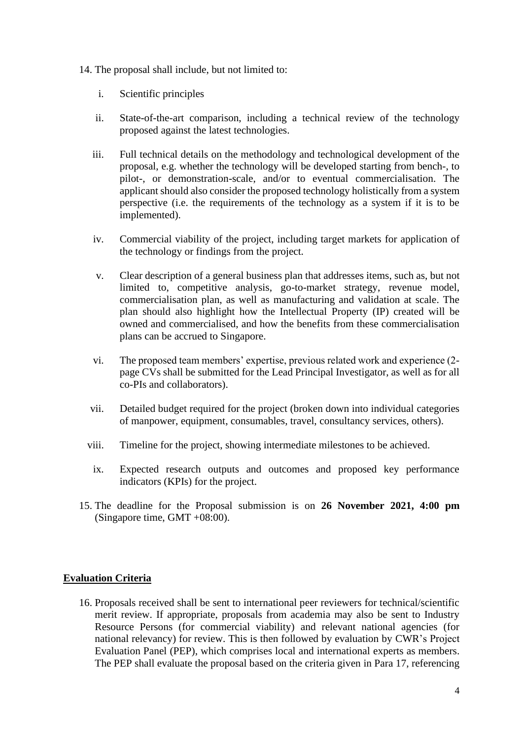14. The proposal shall include, but not limited to:

    i. Scientific principles

    ii. State-of-the-art comparison, including a technical review of the technology proposed against the latest technologies.

    iii. Full technical details on the methodology and technological development of the proposal, e.g. whether the technology will be developed starting from bench-, to pilot-, or demonstration-scale, and/or to eventual commercialisation. The applicant should also consider the proposed technology holistically from a system perspective (i.e. the requirements of the technology as a system if it is to be implemented).

    iv. Commercial viability of the project, including target markets for application of the technology or findings from the project.

    v. Clear description of a general business plan that addresses items, such as, but not limited to, competitive analysis, go-to-market strategy, revenue model, commercialisation plan, as well as manufacturing and validation at scale. The plan should also highlight how the Intellectual Property (IP) created will be owned and commercialised, and how the benefits from these commercialisation plans can be accrued to Singapore.

    vi. The proposed team members' expertise, previous related work and experience (2-page CVs shall be submitted for the Lead Principal Investigator, as well as for all co-PIs and collaborators).

    vii. Detailed budget required for the project (broken down into individual categories of manpower, equipment, consumables, travel, consultancy services, others).

    viii. Timeline for the project, showing intermediate milestones to be achieved.

    ix. Expected research outputs and outcomes and proposed key performance indicators (KPIs) for the project.

15. The deadline for the Proposal submission is on **26 November 2021, 4:00 pm** (Singapore time, GMT +08:00).

## Evaluation Criteria

16. Proposals received shall be sent to international peer reviewers for technical/scientific merit review. If appropriate, proposals from academia may also be sent to Industry Resource Persons (for commercial viability) and relevant national agencies (for national relevancy) for review. This is then followed by evaluation by CWR's Project Evaluation Panel (PEP), which comprises local and international experts as members. The PEP shall evaluate the proposal based on the criteria given in Para 17, referencing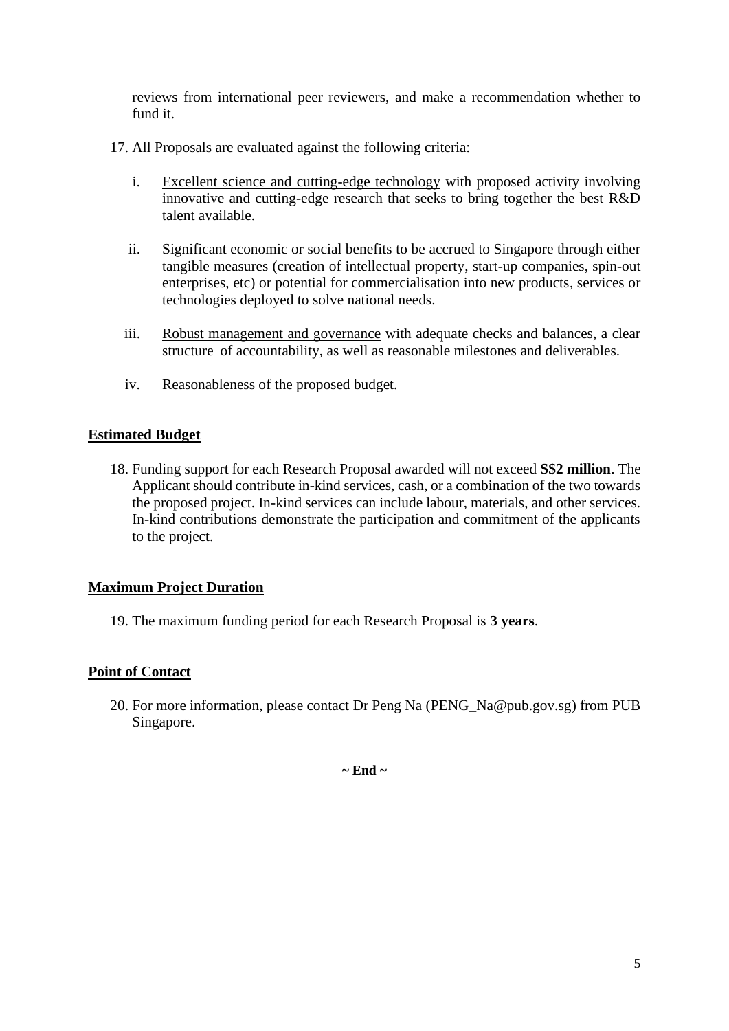reviews from international peer reviewers, and make a recommendation whether to fund it.

17. All Proposals are evaluated against the following criteria:

    i. Excellent science and cutting-edge technology with proposed activity involving innovative and cutting-edge research that seeks to bring together the best R&D talent available.

    ii. Significant economic or social benefits to be accrued to Singapore through either tangible measures (creation of intellectual property, start-up companies, spin-out enterprises, etc) or potential for commercialisation into new products, services or technologies deployed to solve national needs.

    iii. Robust management and governance with adequate checks and balances, a clear structure of accountability, as well as reasonable milestones and deliverables.

    iv. Reasonableness of the proposed budget.

## Estimated Budget

18. Funding support for each Research Proposal awarded will not exceed **S$2 million**. The Applicant should contribute in-kind services, cash, or a combination of the two towards the proposed project. In-kind services can include labour, materials, and other services. In-kind contributions demonstrate the participation and commitment of the applicants to the project.

## Maximum Project Duration

19. The maximum funding period for each Research Proposal is **3 years**.

## Point of Contact

20. For more information, please contact Dr Peng Na (PENG_Na@pub.gov.sg) from PUB Singapore.

**~ End ~**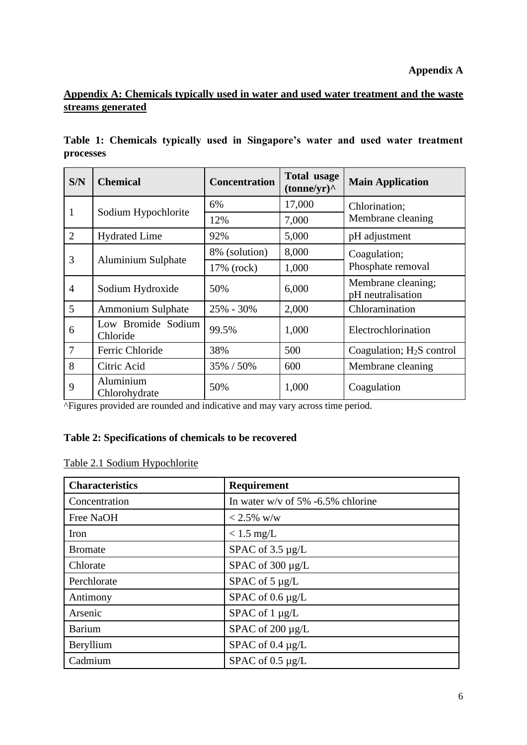**Appendix A**

## Appendix A: Chemicals typically used in water and used water treatment and the waste streams generated

**Table 1: Chemicals typically used in Singapore's water and used water treatment processes**

| S/N | Chemical | Concentration | Total usage (tonne/yr)^ | Main Application |
|---|---|---|---|---|
| 1 | Sodium Hypochlorite | 6% | 17,000 | Chlorination; Membrane cleaning |
| | | 12% | 7,000 | |
| 2 | Hydrated Lime | 92% | 5,000 | pH adjustment |
| 3 | Aluminium Sulphate | 8% (solution) | 8,000 | Coagulation; Phosphate removal |
| | | 17% (rock) | 1,000 | |
| 4 | Sodium Hydroxide | 50% | 6,000 | Membrane cleaning; pH neutralisation |
| 5 | Ammonium Sulphate | 25% - 30% | 2,000 | Chloramination |
| 6 | Low Bromide Sodium Chloride | 99.5% | 1,000 | Electrochlorination |
| 7 | Ferric Chloride | 38% | 500 | Coagulation; $H_2S$ control |
| 8 | Citric Acid | 35% / 50% | 600 | Membrane cleaning |
| 9 | Aluminium Chlorohydrate | 50% | 1,000 | Coagulation |

^Figures provided are rounded and indicative and may vary across time period.

**Table 2: Specifications of chemicals to be recovered**

Table 2.1 Sodium Hypochlorite

| Characteristics | Requirement |
|---|---|
| Concentration | In water w/v of 5% -6.5% chlorine |
| Free NaOH | < 2.5% w/w |
| Iron | < 1.5 mg/L |
| Bromate | SPAC of 3.5 µg/L |
| Chlorate | SPAC of 300 µg/L |
| Perchlorate | SPAC of 5 µg/L |
| Antimony | SPAC of 0.6 µg/L |
| Arsenic | SPAC of 1 µg/L |
| Barium | SPAC of 200 µg/L |
| Beryllium | SPAC of 0.4 µg/L |
| Cadmium | SPAC of 0.5 µg/L |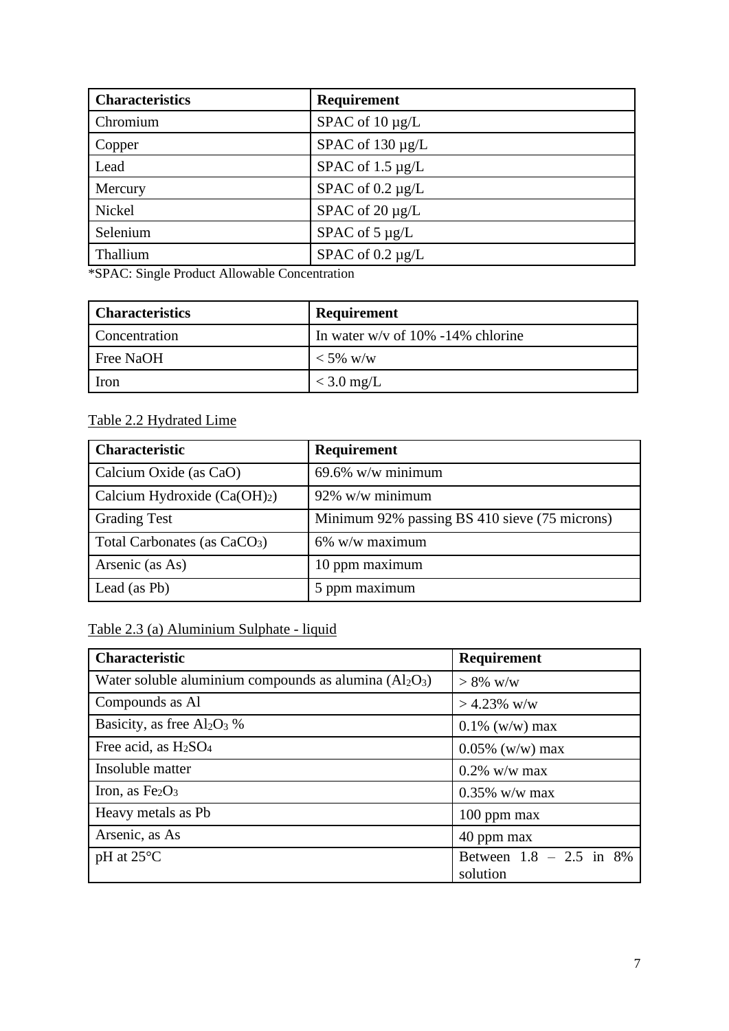| Characteristics | Requirement |
|---|---|
| Chromium | SPAC of 10 µg/L |
| Copper | SPAC of 130 µg/L |
| Lead | SPAC of 1.5 µg/L |
| Mercury | SPAC of 0.2 µg/L |
| Nickel | SPAC of 20 µg/L |
| Selenium | SPAC of 5 µg/L |
| Thallium | SPAC of 0.2 µg/L |

*SPAC: Single Product Allowable Concentration

| Characteristics | Requirement |
|---|---|
| Concentration | In water w/v of 10% -14% chlorine |
| Free NaOH | < 5% w/w |
| Iron | < 3.0 mg/L |

Table 2.2 Hydrated Lime

| Characteristic | Requirement |
|---|---|
| Calcium Oxide (as CaO) | 69.6% w/w minimum |
| Calcium Hydroxide ($Ca(OH)_2$) | 92% w/w minimum |
| Grading Test | Minimum 92% passing BS 410 sieve (75 microns) |
| Total Carbonates (as $CaCO_3$) | 6% w/w maximum |
| Arsenic (as As) | 10 ppm maximum |
| Lead (as Pb) | 5 ppm maximum |

Table 2.3 (a) Aluminium Sulphate - liquid

| Characteristic | Requirement |
|---|---|
| Water soluble aluminium compounds as alumina ($Al_2O_3$) | > 8% w/w |
| Compounds as Al | > 4.23% w/w |
| Basicity, as free $Al_2O_3$ % | 0.1% (w/w) max |
| Free acid, as $H_2SO_4$ | 0.05% (w/w) max |
| Insoluble matter | 0.2% w/w max |
| Iron, as $Fe_2O_3$ | 0.35% w/w max |
| Heavy metals as Pb | 100 ppm max |
| Arsenic, as As | 40 ppm max |
| pH at 25°C | Between 1.8 – 2.5 in 8% solution |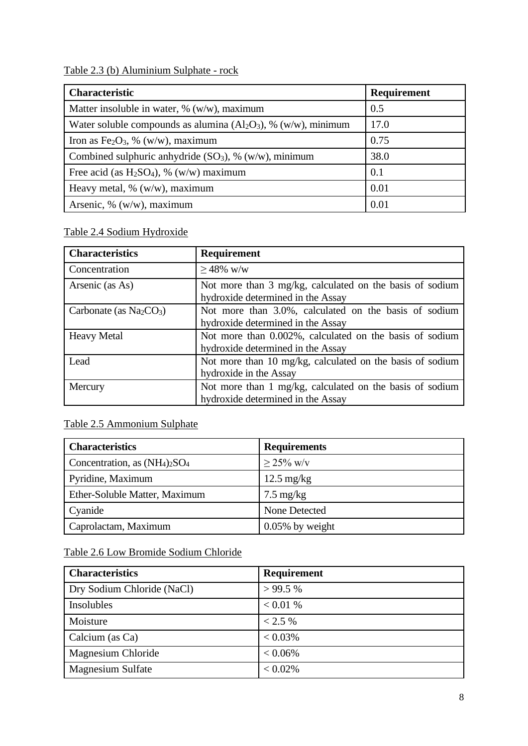Table 2.3 (b) Aluminium Sulphate - rock

| Characteristic | Requirement |
|---|---|
| Matter insoluble in water, % (w/w), maximum | 0.5 |
| Water soluble compounds as alumina ($Al_2O_3$), % (w/w), minimum | 17.0 |
| Iron as $Fe_2O_3$, % (w/w), maximum | 0.75 |
| Combined sulphuric anhydride ($SO_3$), % (w/w), minimum | 38.0 |
| Free acid (as $H_2SO_4$), % (w/w) maximum | 0.1 |
| Heavy metal, % (w/w), maximum | 0.01 |
| Arsenic, % (w/w), maximum | 0.01 |

Table 2.4 Sodium Hydroxide

| Characteristics | Requirement |
|---|---|
| Concentration | ≥ 48% w/w |
| Arsenic (as As) | Not more than 3 mg/kg, calculated on the basis of sodium hydroxide determined in the Assay |
| Carbonate (as $Na_2CO_3$) | Not more than 3.0%, calculated on the basis of sodium hydroxide determined in the Assay |
| Heavy Metal | Not more than 0.002%, calculated on the basis of sodium hydroxide determined in the Assay |
| Lead | Not more than 10 mg/kg, calculated on the basis of sodium hydroxide in the Assay |
| Mercury | Not more than 1 mg/kg, calculated on the basis of sodium hydroxide determined in the Assay |

Table 2.5 Ammonium Sulphate

| Characteristics | Requirements |
|---|---|
| Concentration, as $(NH_4)_2SO_4$ | ≥ 25% w/v |
| Pyridine, Maximum | 12.5 mg/kg |
| Ether-Soluble Matter, Maximum | 7.5 mg/kg |
| Cyanide | None Detected |
| Caprolactam, Maximum | 0.05% by weight |

Table 2.6 Low Bromide Sodium Chloride

| Characteristics | Requirement |
|---|---|
| Dry Sodium Chloride (NaCl) | > 99.5 % |
| Insolubles | < 0.01 % |
| Moisture | < 2.5 % |
| Calcium (as Ca) | < 0.03% |
| Magnesium Chloride | < 0.06% |
| Magnesium Sulfate | < 0.02% |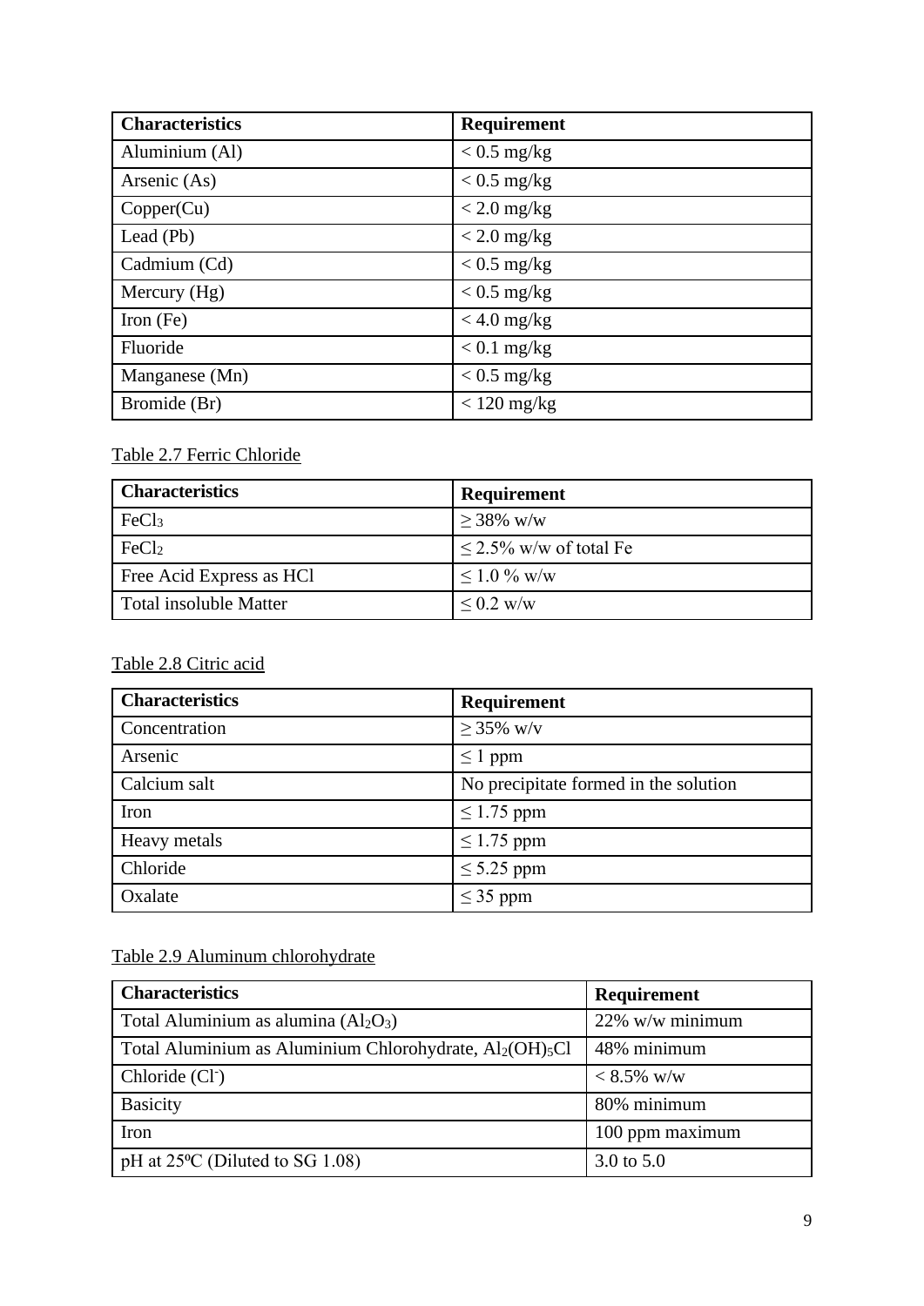| Characteristics | Requirement |
| --- | --- |
| Aluminium (Al) | < 0.5 mg/kg |
| Arsenic (As) | < 0.5 mg/kg |
| Copper(Cu) | < 2.0 mg/kg |
| Lead (Pb) | < 2.0 mg/kg |
| Cadmium (Cd) | < 0.5 mg/kg |
| Mercury (Hg) | < 0.5 mg/kg |
| Iron (Fe) | < 4.0 mg/kg |
| Fluoride | < 0.1 mg/kg |
| Manganese (Mn) | < 0.5 mg/kg |
| Bromide (Br) | < 120 mg/kg |

Table 2.7 Ferric Chloride

| Characteristics | Requirement |
| --- | --- |
| $FeCl_3$ | ≥ 38% w/w |
| $FeCl_2$ | ≤ 2.5% w/w of total Fe |
| Free Acid Express as HCl | ≤ 1.0 % w/w |
| Total insoluble Matter | ≤ 0.2 w/w |

Table 2.8 Citric acid

| Characteristics | Requirement |
| --- | --- |
| Concentration | ≥ 35% w/v |
| Arsenic | ≤ 1 ppm |
| Calcium salt | No precipitate formed in the solution |
| Iron | ≤ 1.75 ppm |
| Heavy metals | ≤ 1.75 ppm |
| Chloride | ≤ 5.25 ppm |
| Oxalate | ≤ 35 ppm |

Table 2.9 Aluminum chlorohydrate

| Characteristics | Requirement |
| --- | --- |
| Total Aluminium as alumina ($Al_2O_3$) | 22% w/w minimum |
| Total Aluminium as Aluminium Chlorohydrate, $Al_2(OH)_5Cl$ | 48% minimum |
| Chloride ($Cl^-$) | < 8.5% w/w |
| Basicity | 80% minimum |
| Iron | 100 ppm maximum |
| pH at 25ºC (Diluted to SG 1.08) | 3.0 to 5.0 |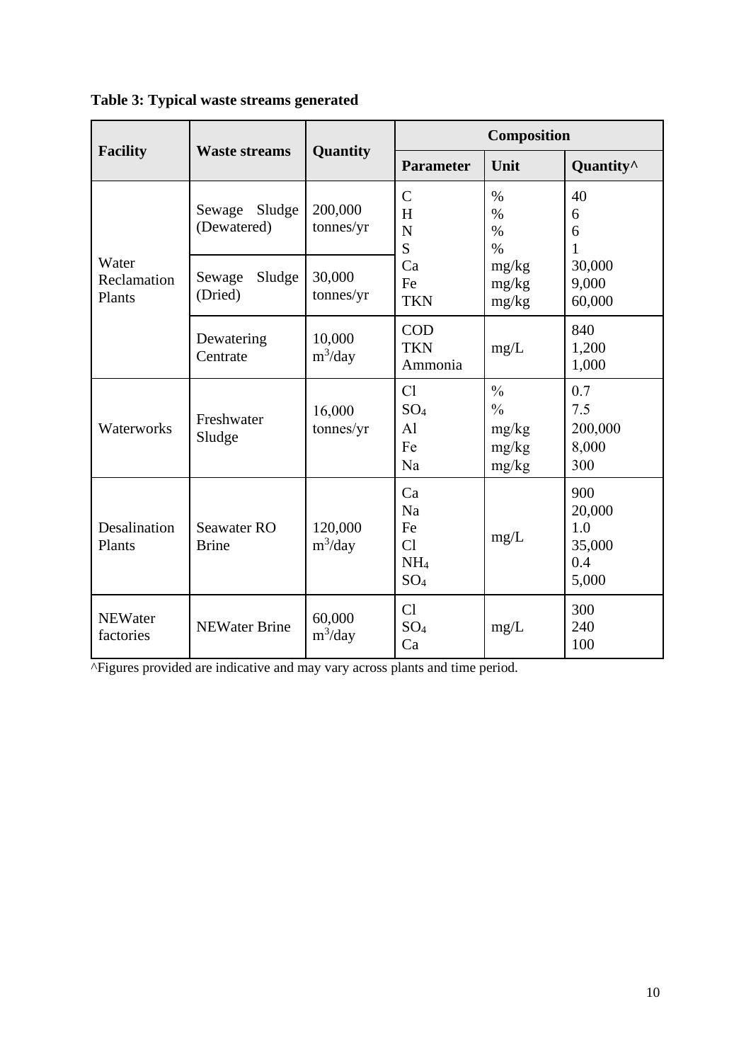**Table 3: Typical waste streams generated**

| Facility | Waste streams | Quantity | Composition | | |
|---|---|---|---|---|---|
| | | | **Parameter** | **Unit** | **Quantity^** |
| Water Reclamation Plants | Sewage Sludge (Dewatered) | 200,000 tonnes/yr | C<br>H<br>N<br>S<br>Ca<br>Fe<br>TKN | %<br>%<br>%<br>%<br>mg/kg<br>mg/kg<br>mg/kg | 40<br>6<br>6<br>1<br>30,000<br>9,000<br>60,000 |
| | Sewage Sludge (Dried) | 30,000 tonnes/yr | | | |
| | Dewatering Centrate | 10,000 $m^3$/day | COD<br>TKN<br>Ammonia | mg/L | 840<br>1,200<br>1,000 |
| Waterworks | Freshwater Sludge | 16,000 tonnes/yr | Cl<br>$SO_4$<br>Al<br>Fe<br>Na | %<br>%<br>mg/kg<br>mg/kg<br>mg/kg | 0.7<br>7.5<br>200,000<br>8,000<br>300 |
| Desalination Plants | Seawater RO Brine | 120,000 $m^3$/day | Ca<br>Na<br>Fe<br>Cl<br>$NH_4$<br>$SO_4$ | mg/L | 900<br>20,000<br>1.0<br>35,000<br>0.4<br>5,000 |
| NEWater factories | NEWater Brine | 60,000 $m^3$/day | Cl<br>$SO_4$<br>Ca | mg/L | 300<br>240<br>100 |

^Figures provided are indicative and may vary across plants and time period.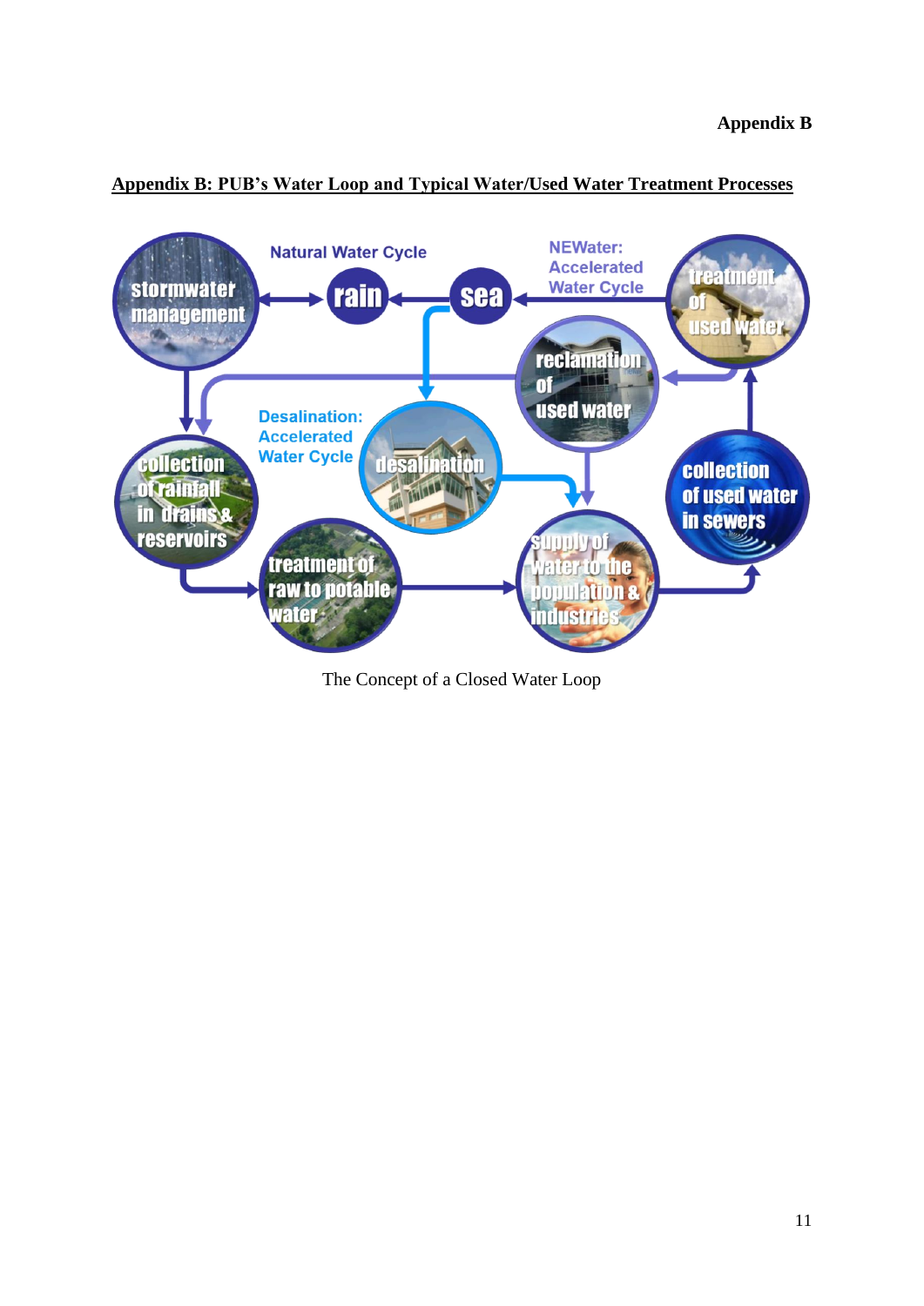## Appendix B: PUB's Water Loop and Typical Water/Used Water Treatment Processes

The Concept of a Closed Water Loop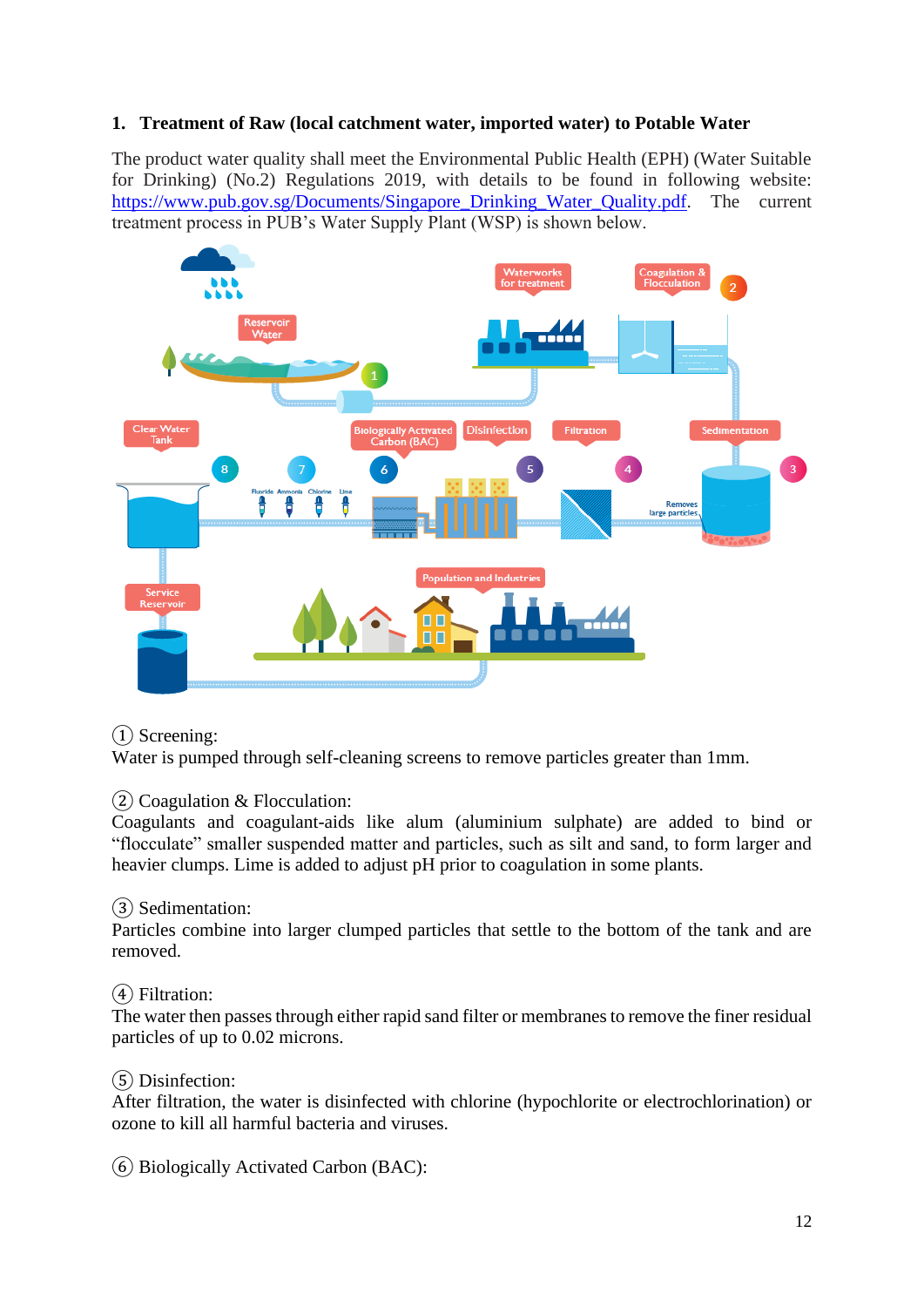## 1. Treatment of Raw (local catchment water, imported water) to Potable Water

The product water quality shall meet the Environmental Public Health (EPH) (Water Suitable for Drinking) (No.2) Regulations 2019, with details to be found in following website: [https://www.pub.gov.sg/Documents/Singapore_Drinking_Water_Quality.pdf](https://www.pub.gov.sg/Documents/Singapore_Drinking_Water_Quality.pdf). The current treatment process in PUB's Water Supply Plant (WSP) is shown below.

① Screening:
Water is pumped through self-cleaning screens to remove particles greater than 1mm.

② Coagulation & Flocculation:
Coagulants and coagulant-aids like alum (aluminium sulphate) are added to bind or "flocculate" smaller suspended matter and particles, such as silt and sand, to form larger and heavier clumps. Lime is added to adjust pH prior to coagulation in some plants.

③ Sedimentation:
Particles combine into larger clumped particles that settle to the bottom of the tank and are removed.

④ Filtration:
The water then passes through either rapid sand filter or membranes to remove the finer residual particles of up to 0.02 microns.

⑤ Disinfection:
After filtration, the water is disinfected with chlorine (hypochlorite or electrochlorination) or ozone to kill all harmful bacteria and viruses.

⑥ Biologically Activated Carbon (BAC):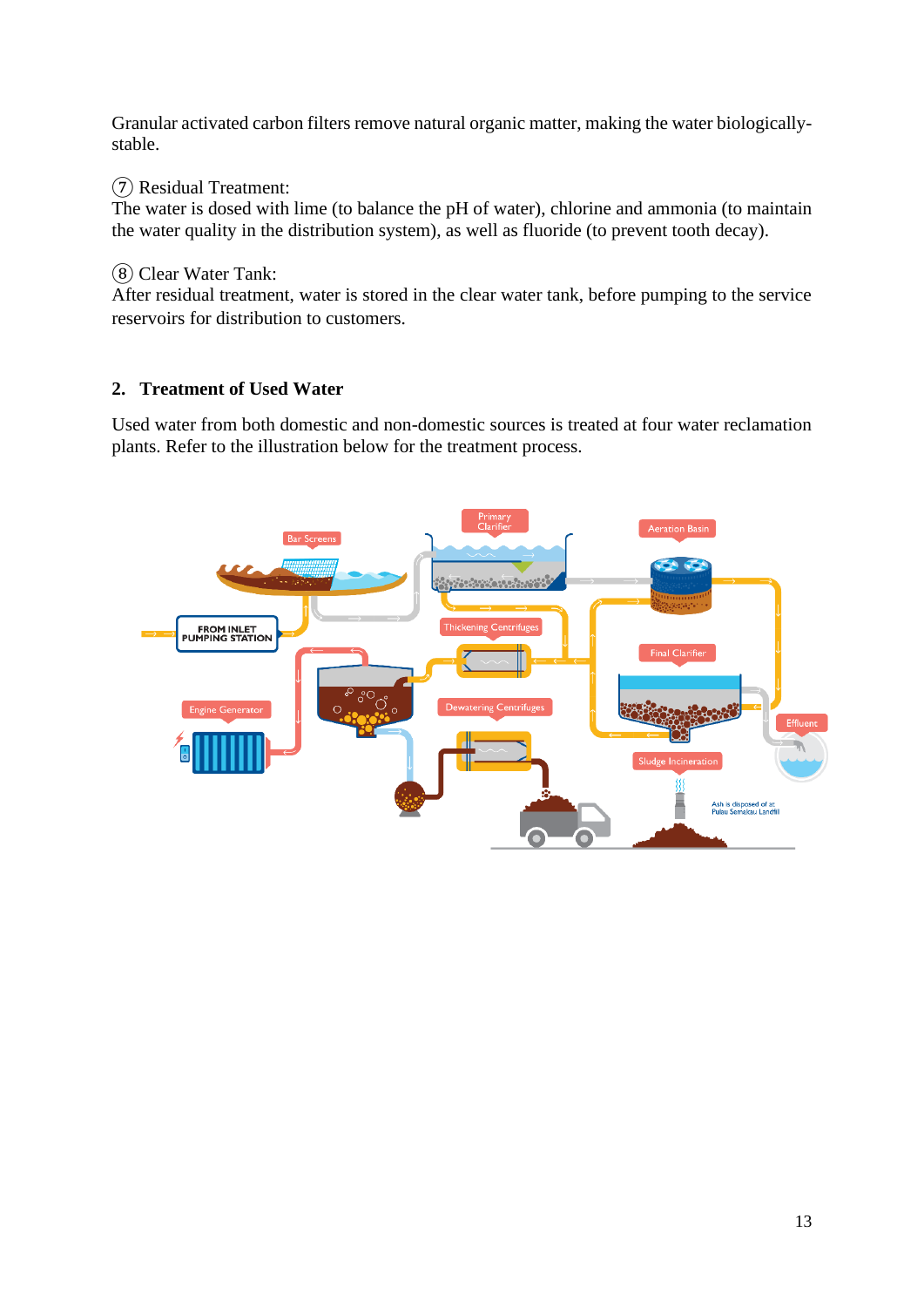Granular activated carbon filters remove natural organic matter, making the water biologically-stable.

⑦ Residual Treatment:
The water is dosed with lime (to balance the pH of water), chlorine and ammonia (to maintain the water quality in the distribution system), as well as fluoride (to prevent tooth decay).

⑧ Clear Water Tank:
After residual treatment, water is stored in the clear water tank, before pumping to the service reservoirs for distribution to customers.

## 2. Treatment of Used Water

Used water from both domestic and non-domestic sources is treated at four water reclamation plants. Refer to the illustration below for the treatment process.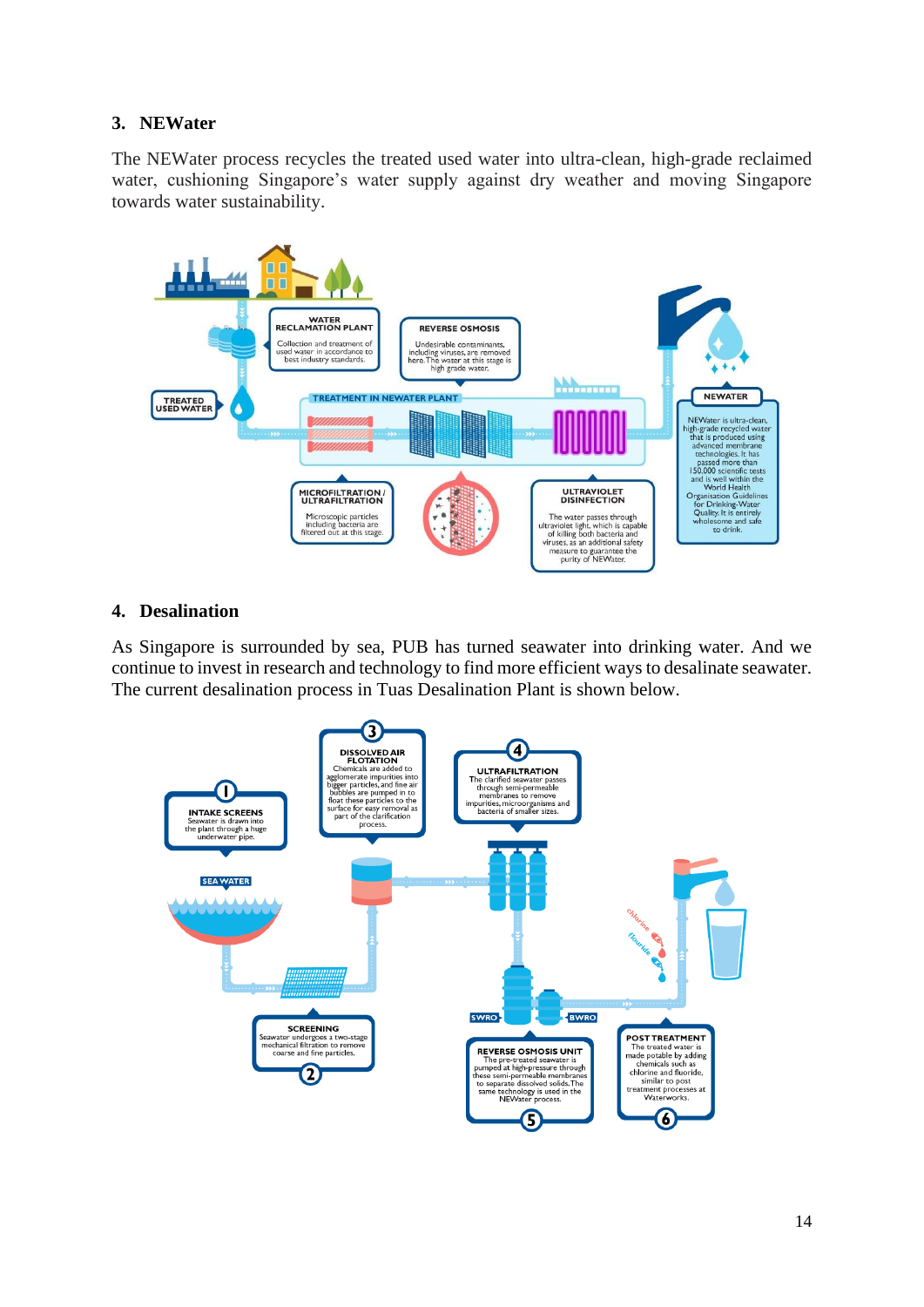### 3. NEWater

The NEWater process recycles the treated used water into ultra-clean, high-grade reclaimed water, cushioning Singapore's water supply against dry weather and moving Singapore towards water sustainability.

**TREATED USED WATER**

**WATER RECLAMATION PLANT**
Collection and treatment of used water in accordance to best industry standards.

**TREATMENT IN NEWATER PLANT**

**MICROFILTRATION / ULTRAFILTRATION**
Microscopic particles including bacteria are filtered out at this stage.

**REVERSE OSMOSIS**
Undesirable contaminants, including viruses, are removed here. The water at this stage is high grade water.

**ULTRAVIOLET DISINFECTION**
The water passes through ultraviolet light, which is capable of killing both bacteria and viruses, as an additional safety measure to guarantee the purity of NEWater.

**NEWATER**
NEWater is ultra-clean, high-grade recycled water that is produced using advanced membrane technologies. It has passed more than 150,000 scientific tests and is well within the World Health Organisation Guidelines for Drinking-Water Quality. It is entirely wholesome and safe to drink.

### 4. Desalination

As Singapore is surrounded by sea, PUB has turned seawater into drinking water. And we continue to invest in research and technology to find more efficient ways to desalinate seawater. The current desalination process in Tuas Desalination Plant is shown below.

**1 INTAKE SCREENS**
Seawater is drawn into the plant through a huge underwater pipe.

**SEA WATER**

**2 SCREENING**
Seawater undergoes a two-stage mechanical filtration to remove coarse and fine particles.

**3 DISSOLVED AIR FLOTATION**
Chemicals are added to agglomerate impurities into bigger particles, and fine air bubbles are pumped in to float these particles to the surface for easy removal as part of the clarification process.

**4 ULTRAFILTRATION**
The clarified seawater passes through semi-permeable membranes to remove impurities, microorganisms and bacteria of smaller sizes.

**SWRO** **BWRO**

**5 REVERSE OSMOSIS UNIT**
The pre-treated seawater is pumped at high-pressure through these semi-permeable membranes to separate dissolved solids. The same technology is used in the NEWater process.

chlorine fluoride

**6 POST TREATMENT**
The treated water is made potable by adding chemicals such as chlorine and fluoride, similar to post treatment processes at Waterworks.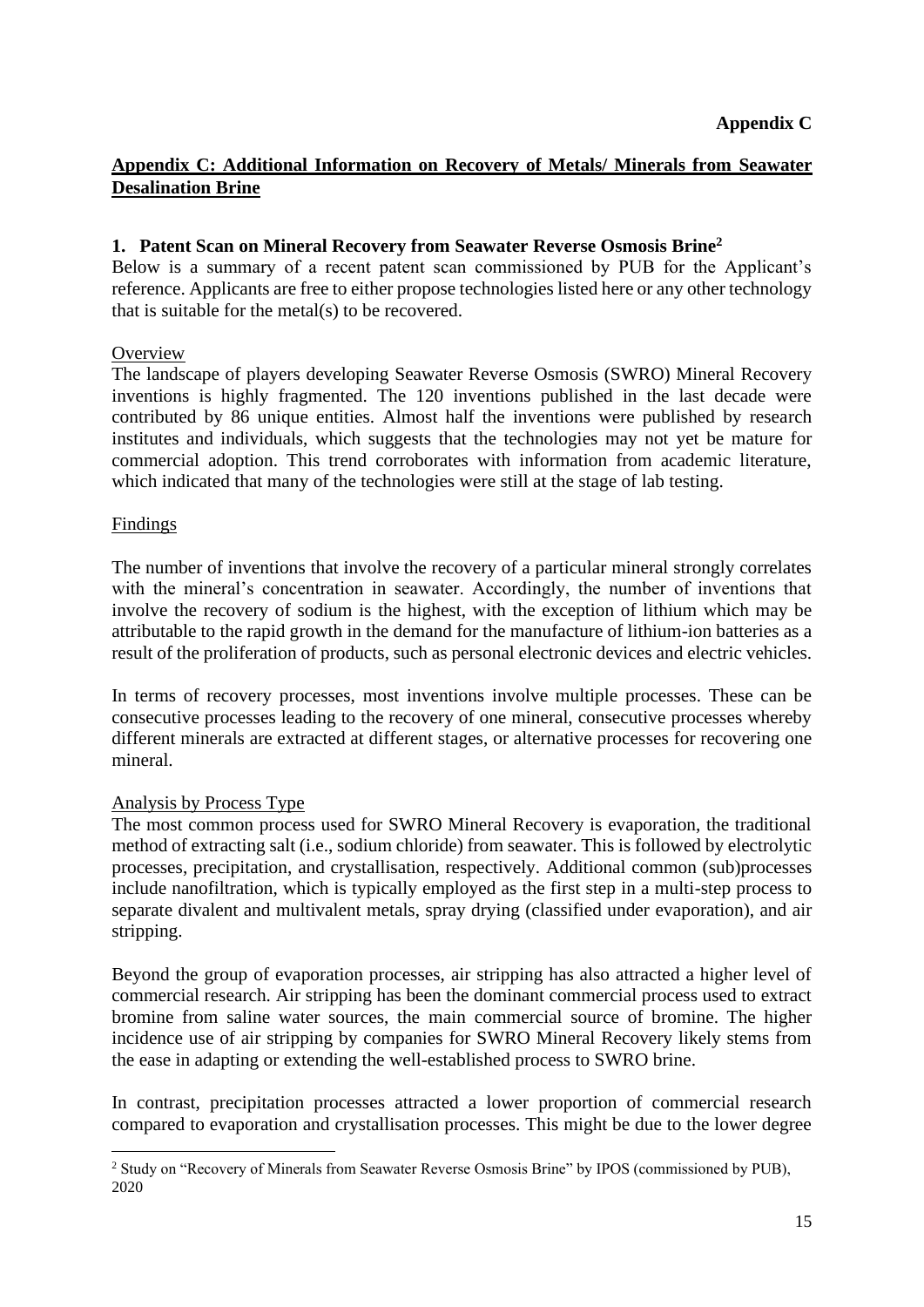**Appendix C**

## Appendix C: Additional Information on Recovery of Metals/ Minerals from Seawater Desalination Brine

### 1. Patent Scan on Mineral Recovery from Seawater Reverse Osmosis Brine[2]

Below is a summary of a recent patent scan commissioned by PUB for the Applicant's reference. Applicants are free to either propose technologies listed here or any other technology that is suitable for the metal(s) to be recovered.

Overview

The landscape of players developing Seawater Reverse Osmosis (SWRO) Mineral Recovery inventions is highly fragmented. The 120 inventions published in the last decade were contributed by 86 unique entities. Almost half the inventions were published by research institutes and individuals, which suggests that the technologies may not yet be mature for commercial adoption. This trend corroborates with information from academic literature, which indicated that many of the technologies were still at the stage of lab testing.

Findings

The number of inventions that involve the recovery of a particular mineral strongly correlates with the mineral's concentration in seawater. Accordingly, the number of inventions that involve the recovery of sodium is the highest, with the exception of lithium which may be attributable to the rapid growth in the demand for the manufacture of lithium-ion batteries as a result of the proliferation of products, such as personal electronic devices and electric vehicles.

In terms of recovery processes, most inventions involve multiple processes. These can be consecutive processes leading to the recovery of one mineral, consecutive processes whereby different minerals are extracted at different stages, or alternative processes for recovering one mineral.

Analysis by Process Type

The most common process used for SWRO Mineral Recovery is evaporation, the traditional method of extracting salt (i.e., sodium chloride) from seawater. This is followed by electrolytic processes, precipitation, and crystallisation, respectively. Additional common (sub)processes include nanofiltration, which is typically employed as the first step in a multi-step process to separate divalent and multivalent metals, spray drying (classified under evaporation), and air stripping.

Beyond the group of evaporation processes, air stripping has also attracted a higher level of commercial research. Air stripping has been the dominant commercial process used to extract bromine from saline water sources, the main commercial source of bromine. The higher incidence use of air stripping by companies for SWRO Mineral Recovery likely stems from the ease in adapting or extending the well-established process to SWRO brine.

In contrast, precipitation processes attracted a lower proportion of commercial research compared to evaporation and crystallisation processes. This might be due to the lower degree

[2] Study on "Recovery of Minerals from Seawater Reverse Osmosis Brine" by IPOS (commissioned by PUB), 2020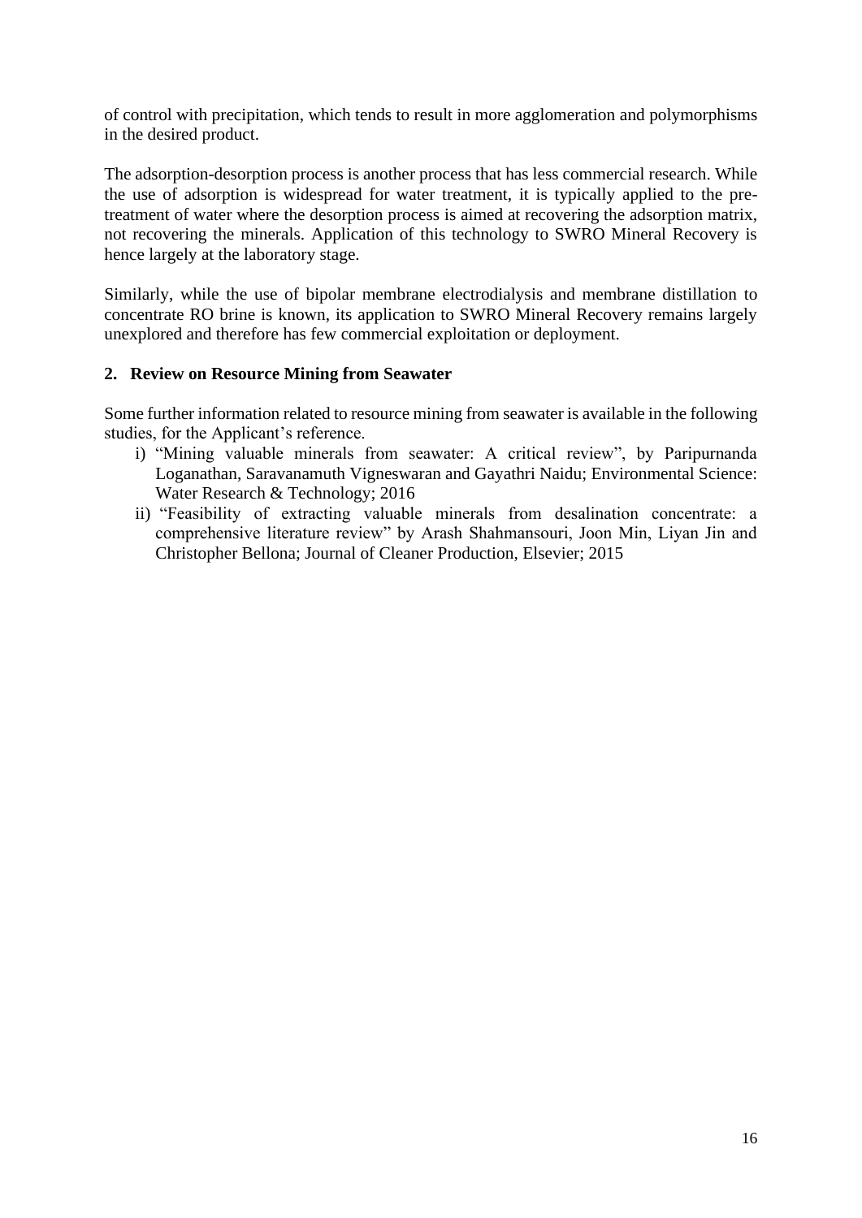of control with precipitation, which tends to result in more agglomeration and polymorphisms in the desired product.

The adsorption-desorption process is another process that has less commercial research. While the use of adsorption is widespread for water treatment, it is typically applied to the pre-treatment of water where the desorption process is aimed at recovering the adsorption matrix, not recovering the minerals. Application of this technology to SWRO Mineral Recovery is hence largely at the laboratory stage.

Similarly, while the use of bipolar membrane electrodialysis and membrane distillation to concentrate RO brine is known, its application to SWRO Mineral Recovery remains largely unexplored and therefore has few commercial exploitation or deployment.

## 2. Review on Resource Mining from Seawater

Some further information related to resource mining from seawater is available in the following studies, for the Applicant's reference.

i) "Mining valuable minerals from seawater: A critical review", by Paripurnanda Loganathan, Saravanamuth Vigneswaran and Gayathri Naidu; Environmental Science: Water Research & Technology; 2016

ii) "Feasibility of extracting valuable minerals from desalination concentrate: a comprehensive literature review" by Arash Shahmansouri, Joon Min, Liyan Jin and Christopher Bellona; Journal of Cleaner Production, Elsevier; 2015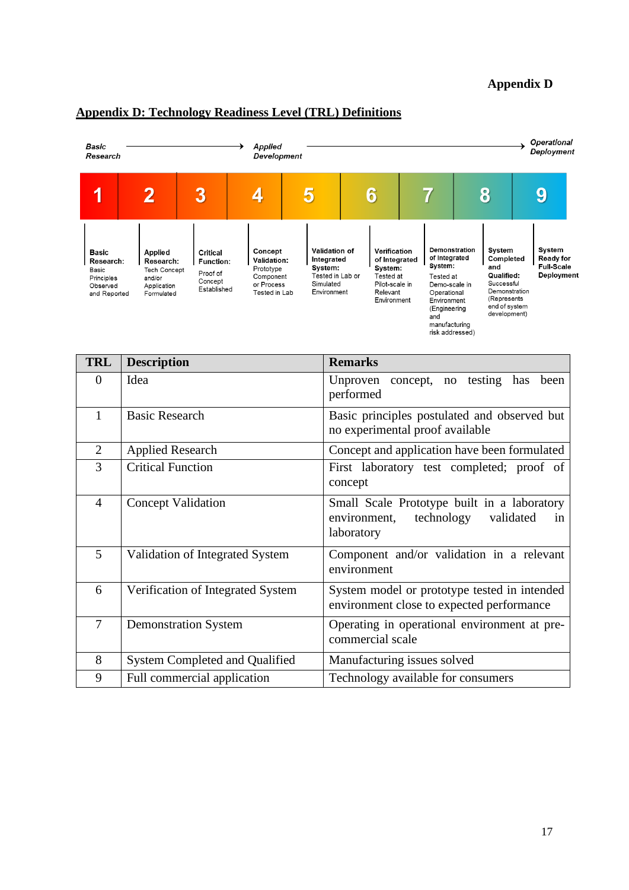**Appendix D**

## Appendix D: Technology Readiness Level (TRL) Definitions

*Basic Research* → *Applied Development* → *Operational Deployment*

| 1 | 2 | 3 | 4 | 5 | 6 | 7 | 8 | 9 |
|---|---|---|---|---|---|---|---|---|
| **Basic Research:** Basic Principles Observed and Reported | **Applied Research:** Tech Concept and/or Application Formulated | **Critical Function:** Proof of Concept Established | **Concept Validation:** Prototype Component or Process Tested in Lab | **Validation of Integrated System:** Tested in Lab or Simulated Environment | **Verification of Integrated System:** Tested at Pilot-scale in Relevant Environment | **Demonstration of Integrated System:** Tested at Demo-scale in Operational Environment (Engineering and manufacturing risk addressed) | **System Completed and Qualified:** Successful Demonstration (Represents end of system development) | **System Ready for Full-Scale Deployment** |

| TRL | Description | Remarks |
|---|---|---|
| 0 | Idea | Unproven concept, no testing has been performed |
| 1 | Basic Research | Basic principles postulated and observed but no experimental proof available |
| 2 | Applied Research | Concept and application have been formulated |
| 3 | Critical Function | First laboratory test completed; proof of concept |
| 4 | Concept Validation | Small Scale Prototype built in a laboratory environment, technology validated in laboratory |
| 5 | Validation of Integrated System | Component and/or validation in a relevant environment |
| 6 | Verification of Integrated System | System model or prototype tested in intended environment close to expected performance |
| 7 | Demonstration System | Operating in operational environment at pre-commercial scale |
| 8 | System Completed and Qualified | Manufacturing issues solved |
| 9 | Full commercial application | Technology available for consumers |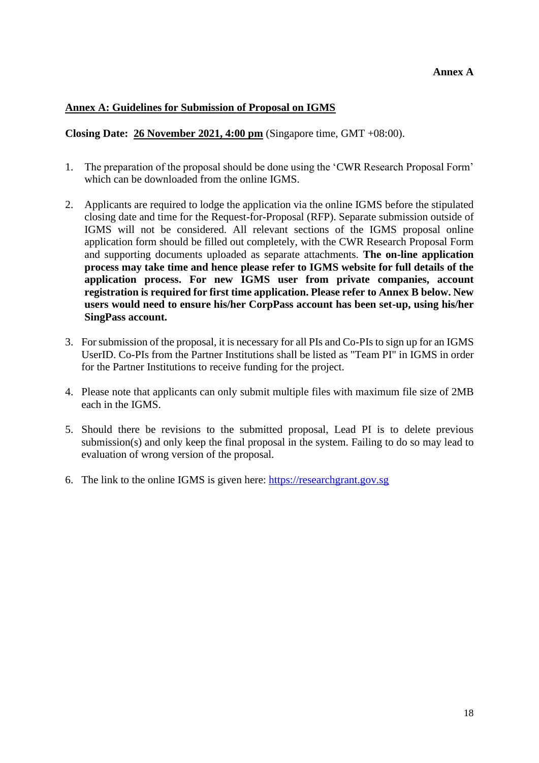**Annex A**

**Annex A: Guidelines for Submission of Proposal on IGMS**

**Closing Date: 26 November 2021, 4:00 pm** (Singapore time, GMT +08:00).

1. The preparation of the proposal should be done using the 'CWR Research Proposal Form' which can be downloaded from the online IGMS.

2. Applicants are required to lodge the application via the online IGMS before the stipulated closing date and time for the Request-for-Proposal (RFP). Separate submission outside of IGMS will not be considered. All relevant sections of the IGMS proposal online application form should be filled out completely, with the CWR Research Proposal Form and supporting documents uploaded as separate attachments. **The on-line application process may take time and hence please refer to IGMS website for full details of the application process. For new IGMS user from private companies, account registration is required for first time application. Please refer to Annex B below. New users would need to ensure his/her CorpPass account has been set-up, using his/her SingPass account.**

3. For submission of the proposal, it is necessary for all PIs and Co-PIs to sign up for an IGMS UserID. Co-PIs from the Partner Institutions shall be listed as "Team PI" in IGMS in order for the Partner Institutions to receive funding for the project.

4. Please note that applicants can only submit multiple files with maximum file size of 2MB each in the IGMS.

5. Should there be revisions to the submitted proposal, Lead PI is to delete previous submission(s) and only keep the final proposal in the system. Failing to do so may lead to evaluation of wrong version of the proposal.

6. The link to the online IGMS is given here: [https://researchgrant.gov.sg](https://researchgrant.gov.sg)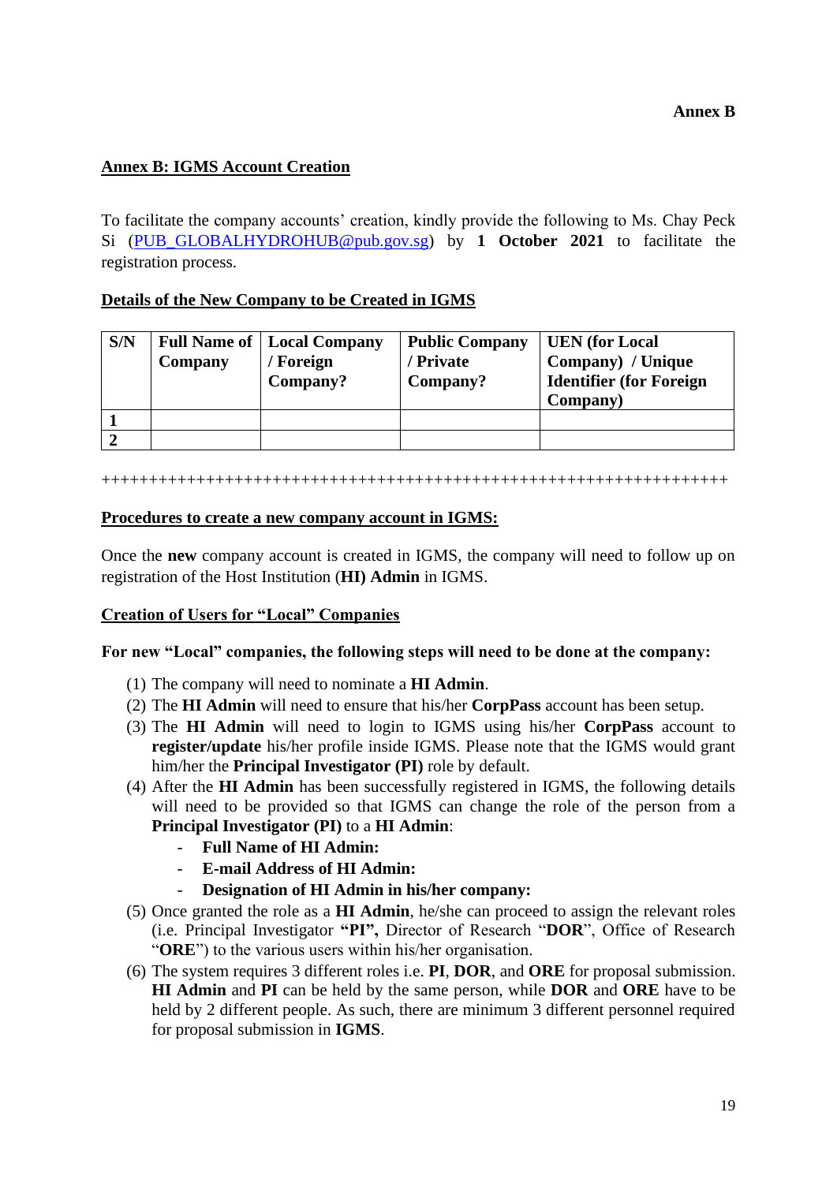**Annex B**

## Annex B: IGMS Account Creation

To facilitate the company accounts' creation, kindly provide the following to Ms. Chay Peck Si (PUB_GLOBALHYDROHUB@pub.gov.sg) by **1 October 2021** to facilitate the registration process.

### Details of the New Company to be Created in IGMS

| S/N | Full Name of Company | Local Company / Foreign Company? | Public Company / Private Company? | UEN (for Local Company) / Unique Identifier (for Foreign Company) |
|---|---|---|---|---|
| **1** | | | | |
| **2** | | | | |

++++++++++++++++++++++++++++++++++++++++++++++++++++++++++++++++++++++

### Procedures to create a new company account in IGMS:

Once the **new** company account is created in IGMS, the company will need to follow up on registration of the Host Institution (**HI) Admin** in IGMS.

### Creation of Users for "Local" Companies

**For new "Local" companies, the following steps will need to be done at the company:**

(1) The company will need to nominate a **HI Admin**.
(2) The **HI Admin** will need to ensure that his/her **CorpPass** account has been setup.
(3) The **HI Admin** will need to login to IGMS using his/her **CorpPass** account to **register/update** his/her profile inside IGMS. Please note that the IGMS would grant him/her the **Principal Investigator (PI)** role by default.
(4) After the **HI Admin** has been successfully registered in IGMS, the following details will need to be provided so that IGMS can change the role of the person from a **Principal Investigator (PI)** to a **HI Admin**:
   - **Full Name of HI Admin:**
   - **E-mail Address of HI Admin:**
   - **Designation of HI Admin in his/her company:**
(5) Once granted the role as a **HI Admin**, he/she can proceed to assign the relevant roles (i.e. Principal Investigator **"PI",** Director of Research "**DOR**", Office of Research "**ORE**") to the various users within his/her organisation.
(6) The system requires 3 different roles i.e. **PI**, **DOR**, and **ORE** for proposal submission. **HI Admin** and **PI** can be held by the same person, while **DOR** and **ORE** have to be held by 2 different people. As such, there are minimum 3 different personnel required for proposal submission in **IGMS**.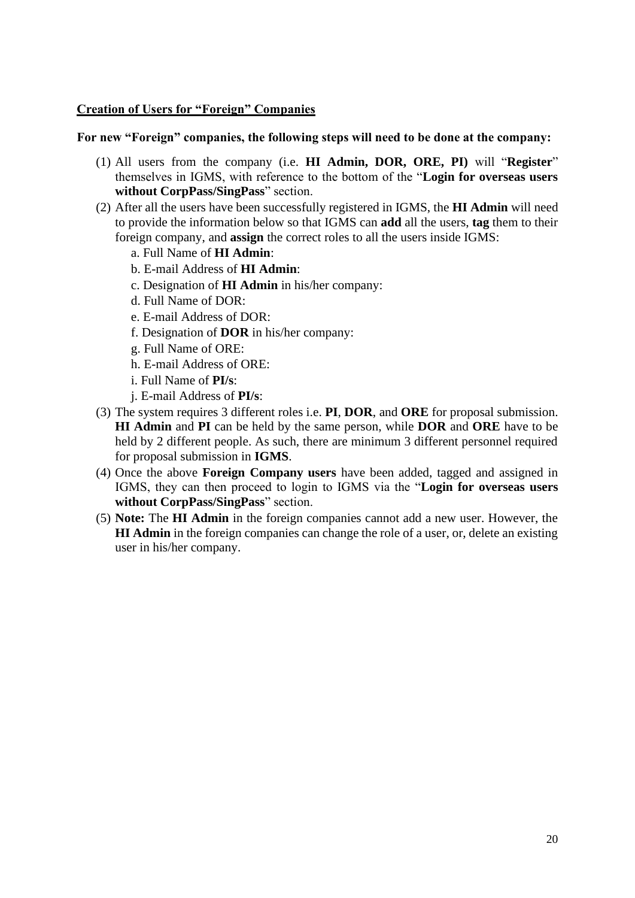**<u>Creation of Users for "Foreign" Companies</u>**

**For new "Foreign" companies, the following steps will need to be done at the company:**

(1) All users from the company (i.e. **HI Admin, DOR, ORE, PI)** will "**Register**" themselves in IGMS, with reference to the bottom of the "**Login for overseas users without CorpPass/SingPass**" section.

(2) After all the users have been successfully registered in IGMS, the **HI Admin** will need to provide the information below so that IGMS can **add** all the users, **tag** them to their foreign company, and **assign** the correct roles to all the users inside IGMS:

   a. Full Name of **HI Admin**:
   
   b. E-mail Address of **HI Admin**:
   
   c. Designation of **HI Admin** in his/her company:
   
   d. Full Name of DOR:
   
   e. E-mail Address of DOR:
   
   f. Designation of **DOR** in his/her company:
   
   g. Full Name of ORE:
   
   h. E-mail Address of ORE:
   
   i. Full Name of **PI/s**:
   
   j. E-mail Address of **PI/s**:

(3) The system requires 3 different roles i.e. **PI**, **DOR**, and **ORE** for proposal submission. **HI Admin** and **PI** can be held by the same person, while **DOR** and **ORE** have to be held by 2 different people. As such, there are minimum 3 different personnel required for proposal submission in **IGMS**.

(4) Once the above **Foreign Company users** have been added, tagged and assigned in IGMS, they can then proceed to login to IGMS via the "**Login for overseas users without CorpPass/SingPass**" section.

(5) **Note:** The **HI Admin** in the foreign companies cannot add a new user. However, the **HI Admin** in the foreign companies can change the role of a user, or, delete an existing user in his/her company.